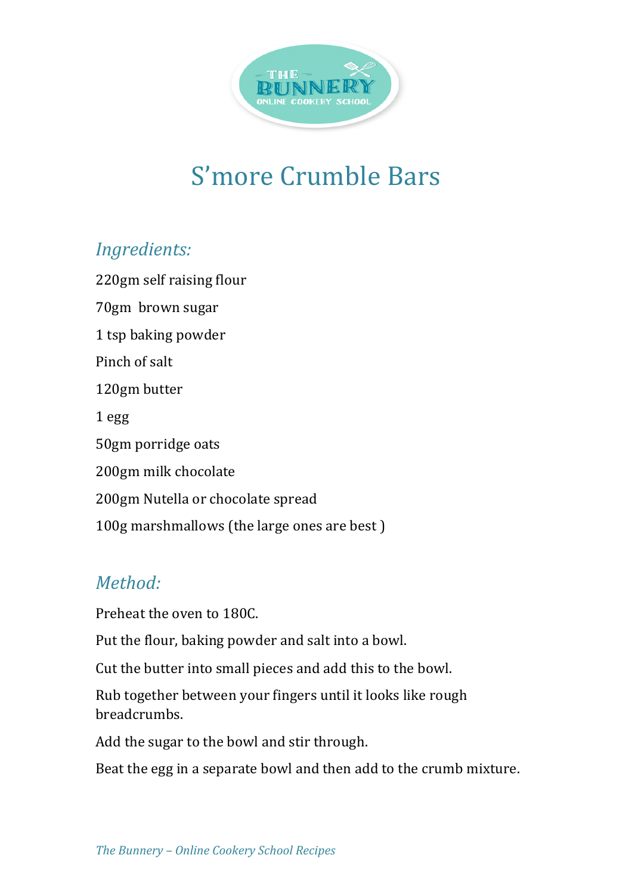# S'more Crumble Bars

## *Ingredients:*

220gm self raising flour

70gm brown sugar

1 tsp baking powder

Pinch of salt

120gm butter

1 egg

50gm porridge oats

200gm milk chocolate

200gm Nutella or chocolate spread

100g marshmallows (the large ones are best )

## *Method:*

Preheat the oven to 180C.

Put the flour, baking powder and salt into a bowl.

Cut the butter into small pieces and add this to the bowl.

Rub together between your fingers until it looks like rough breadcrumbs.

Add the sugar to the bowl and stir through.

Beat the egg in a separate bowl and then add to the crumb mixture.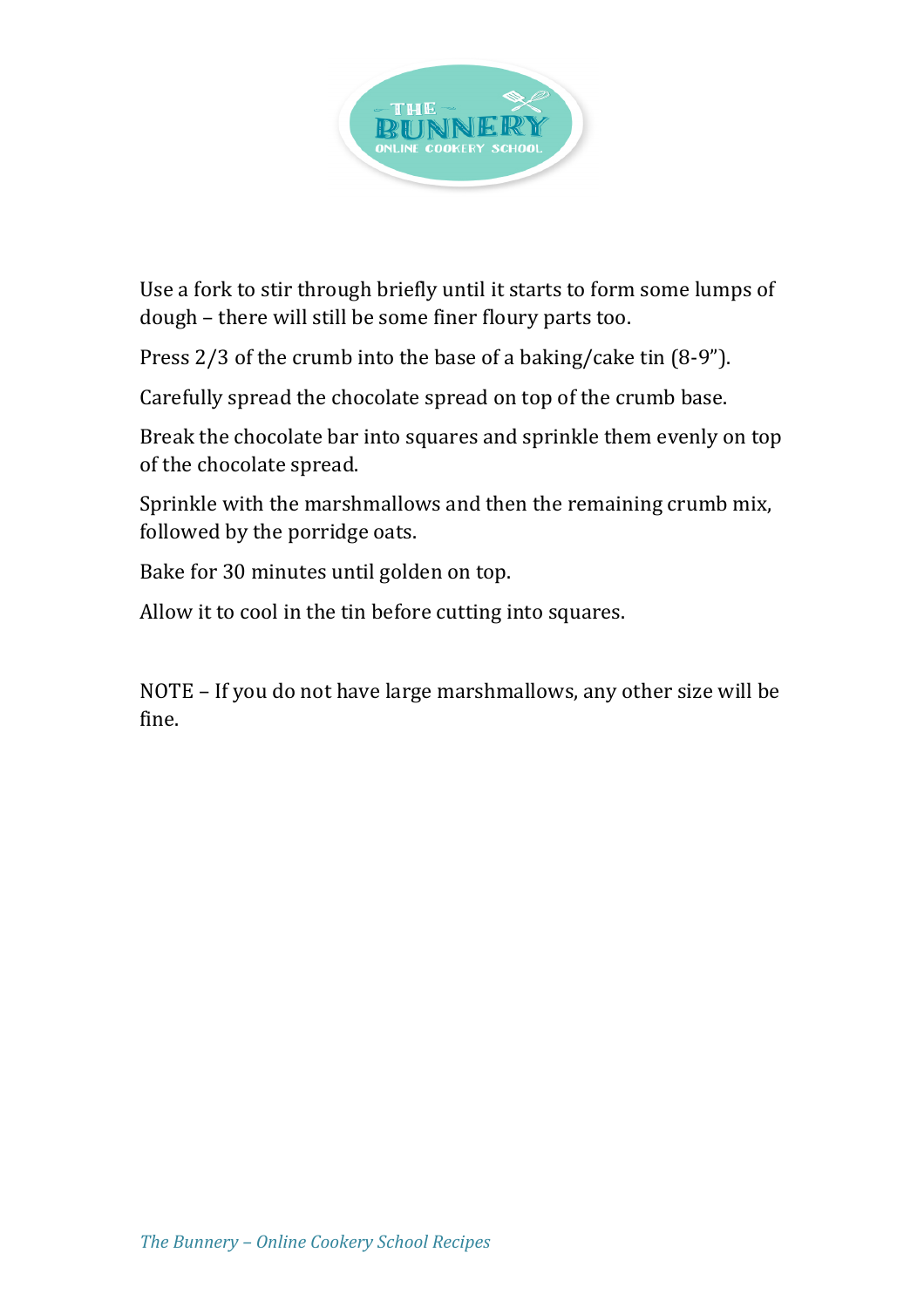Use a fork to stir through briefly until it starts to form some lumps of dough – there will still be some finer floury parts too.

Press 2/3 of the crumb into the base of a baking/cake tin (8-9").

Carefully spread the chocolate spread on top of the crumb base.

Break the chocolate bar into squares and sprinkle them evenly on top of the chocolate spread.

Sprinkle with the marshmallows and then the remaining crumb mix, followed by the porridge oats.

Bake for 30 minutes until golden on top.

Allow it to cool in the tin before cutting into squares.

NOTE – If you do not have large marshmallows, any other size will be fine.